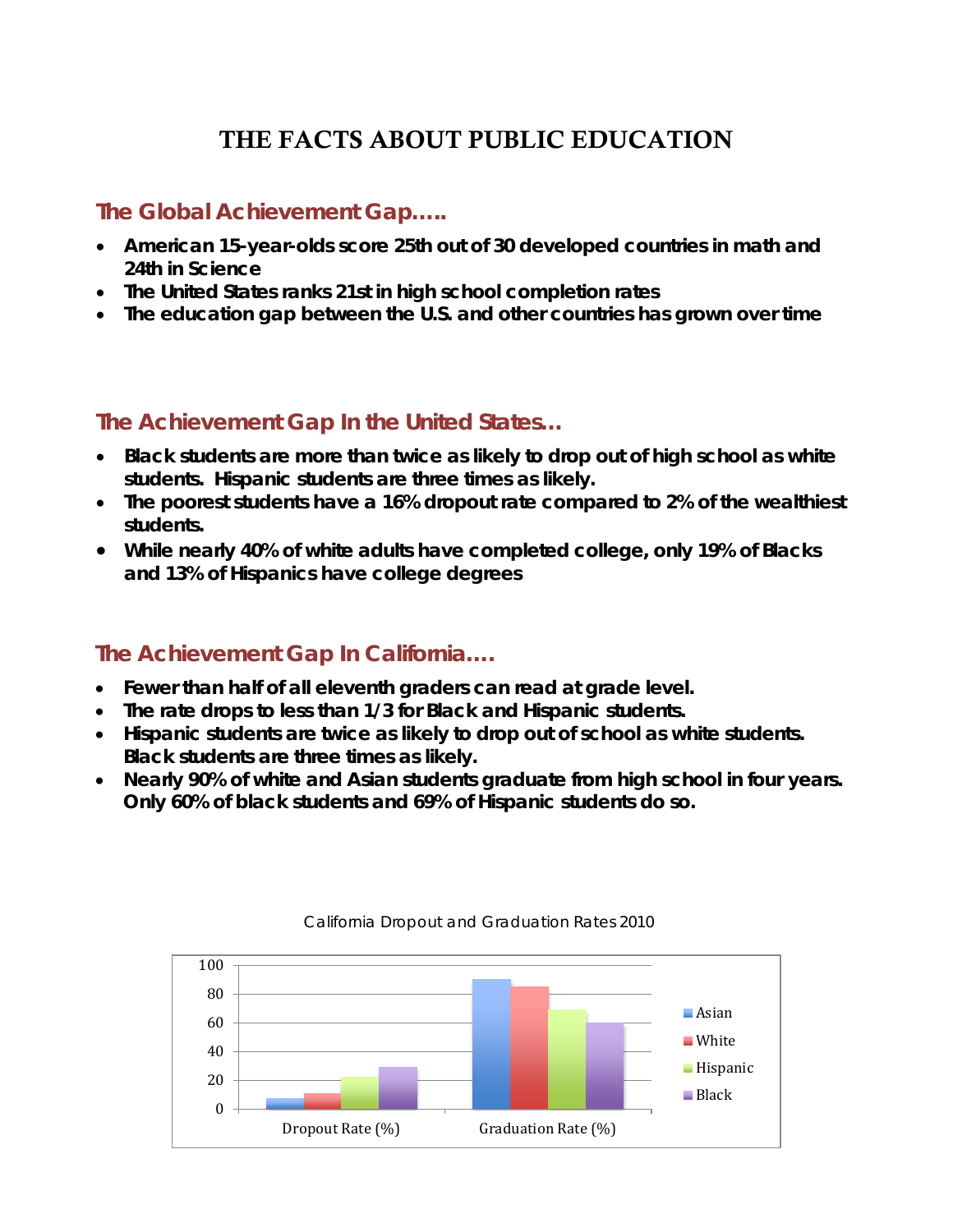# THE FACTS ABOUT PUBLIC EDUCATION

## The Global Achievement Gap…..

- **American 15-year-olds score 25th out of 30 developed countries in math and 24th in Science**
- **The United States ranks 21st in high school completion rates**
- **The education gap between the U.S. and other countries has grown over time**

## The Achievement Gap In the United States…

- **Black students are more than twice as likely to drop out of high school as white students. Hispanic students are three times as likely.**
- **The poorest students have a 16% dropout rate compared to 2% of the wealthiest students.**
- **While nearly 40% of white adults have completed college, only 19% of Blacks and 13% of Hispanics have college degrees**

## The Achievement Gap In California….

- **Fewer than half of all eleventh graders can read at grade level.**
- **The rate drops to less than 1/3 for Black and Hispanic students.**
- **Hispanic students are twice as likely to drop out of school as white students. Black students are three times as likely.**
- **Nearly 90% of white and Asian students graduate from high school in four years. Only 60% of black students and 69% of Hispanic students do so.**

California Dropout and Graduation Rates 2010

100
80
60
40
20
0

Dropout Rate (%)
Graduation Rate (%)

Asian
White
Hispanic
Black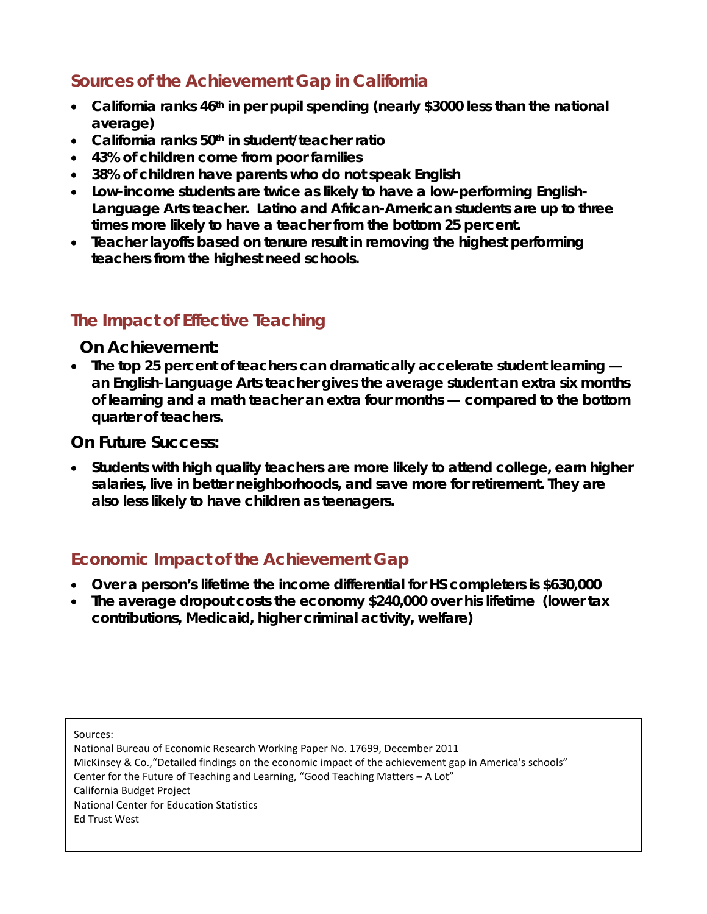## Sources of the Achievement Gap in California

- **California ranks 46th in per pupil spending (nearly $3000 less than the national average)**
- **California ranks 50th in student/teacher ratio**
- **43% of children come from poor families**
- **38% of children have parents who do not speak English**
- **Low-income students are twice as likely to have a low-performing English-Language Arts teacher. Latino and African-American students are up to three times more likely to have a teacher from the bottom 25 percent.**
- **Teacher layoffs based on tenure result in removing the highest performing teachers from the highest need schools.**

## The Impact of Effective Teaching

### On Achievement:

- **The top 25 percent of teachers can dramatically accelerate student learning — an English-Language Arts teacher gives the average student an extra six months of learning and a math teacher an extra four months — compared to the bottom quarter of teachers.**

### On Future Success:

- **Students with high quality teachers are more likely to attend college, earn higher salaries, live in better neighborhoods, and save more for retirement. They are also less likely to have children as teenagers.**

## Economic Impact of the Achievement Gap

- **Over a person's lifetime the income differential for HS completers is $630,000**
- **The average dropout costs the economy $240,000 over his lifetime (lower tax contributions, Medicaid, higher criminal activity, welfare)**

Sources:
National Bureau of Economic Research Working Paper No. 17699, December 2011
MicKinsey & Co.,"Detailed findings on the economic impact of the achievement gap in America's schools"
Center for the Future of Teaching and Learning, "Good Teaching Matters – A Lot"
California Budget Project
National Center for Education Statistics
Ed Trust West